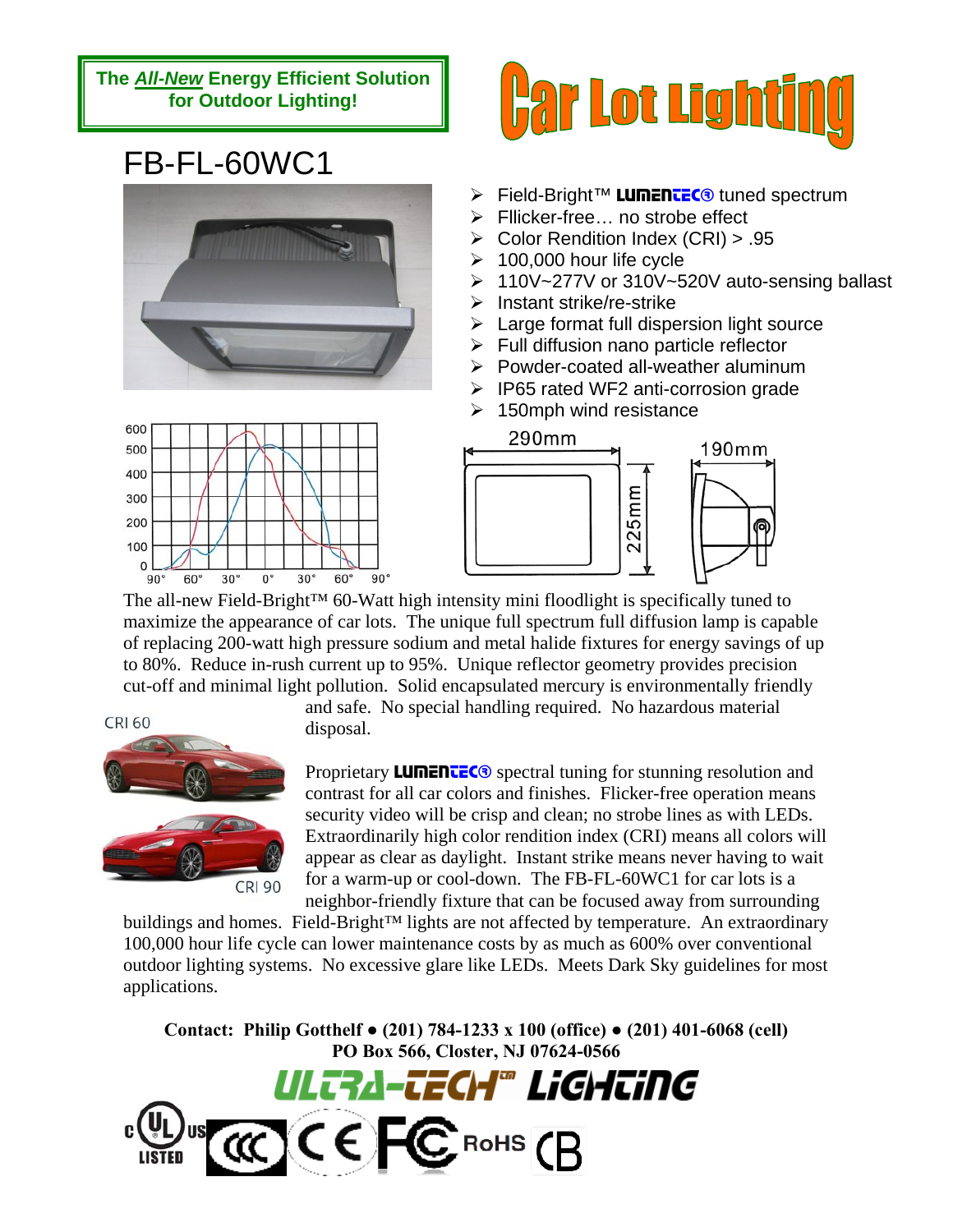**The *All-New* Energy Efficient Solution for Outdoor Lighting!**

# Car Lot Lighting

## FB-FL-60WC1

- Field-Bright™ LUMENTEC® tuned spectrum
- Fllicker-free… no strobe effect
- Color Rendition Index (CRI) > .95
- 100,000 hour life cycle
- 110V~277V or 310V~520V auto-sensing ballast
- Instant strike/re-strike
- Large format full dispersion light source
- Full diffusion nano particle reflector
- Powder-coated all-weather aluminum
- IP65 rated WF2 anti-corrosion grade
- 150mph wind resistance

290mm × 225mm × 190mm

The all-new Field-Bright™ 60-Watt high intensity mini floodlight is specifically tuned to maximize the appearance of car lots. The unique full spectrum full diffusion lamp is capable of replacing 200-watt high pressure sodium and metal halide fixtures for energy savings of up to 80%. Reduce in-rush current up to 95%. Unique reflector geometry provides precision cut-off and minimal light pollution. Solid encapsulated mercury is environmentally friendly and safe. No special handling required. No hazardous material disposal.

CRI 60

CRI 90

Proprietary LUMENTEC® spectral tuning for stunning resolution and contrast for all car colors and finishes. Flicker-free operation means security video will be crisp and clean; no strobe lines as with LEDs. Extraordinarily high color rendition index (CRI) means all colors will appear as clear as daylight. Instant strike means never having to wait for a warm-up or cool-down. The FB-FL-60WC1 for car lots is a neighbor-friendly fixture that can be focused away from surrounding buildings and homes. Field-Bright™ lights are not affected by temperature. An extraordinary 100,000 hour life cycle can lower maintenance costs by as much as 600% over conventional outdoor lighting systems. No excessive glare like LEDs. Meets Dark Sky guidelines for most applications.

**Contact: Philip Gotthelf • (201) 784-1233 x 100 (office) • (201) 401-6068 (cell)**
**PO Box 566, Closter, NJ 07624-0566**

ULTRA-TECH™ LIGHTING

c UL US LISTED · CCC · CE · FC · RoHS · CB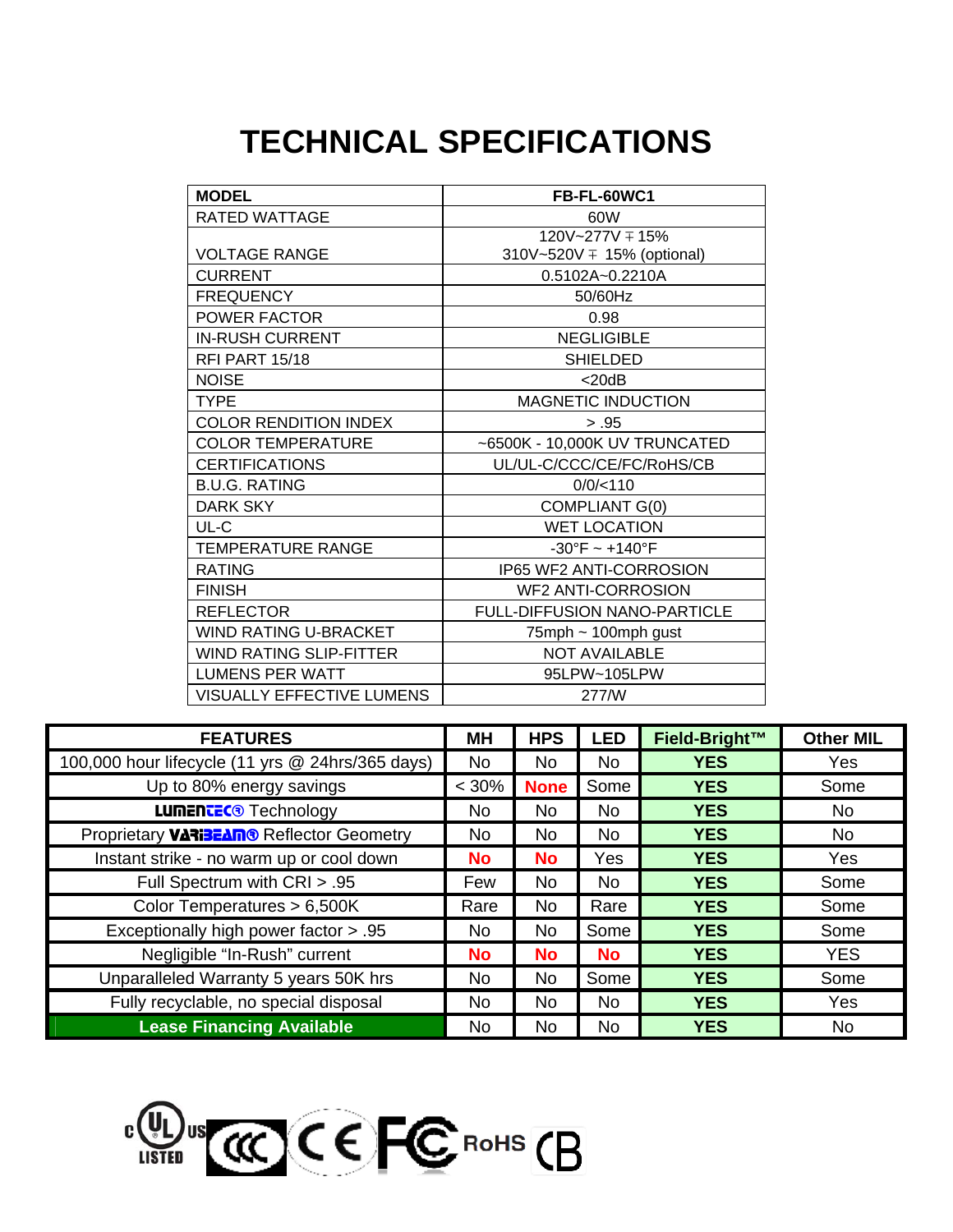# TECHNICAL SPECIFICATIONS

| MODEL | FB-FL-60WC1 |
|---|---|
| RATED WATTAGE | 60W |
| VOLTAGE RANGE | 120V~277V ∓ 15%<br>310V~520V ∓ 15% (optional) |
| CURRENT | 0.5102A~0.2210A |
| FREQUENCY | 50/60Hz |
| POWER FACTOR | 0.98 |
| IN-RUSH CURRENT | NEGLIGIBLE |
| RFI PART 15/18 | SHIELDED |
| NOISE | <20dB |
| TYPE | MAGNETIC INDUCTION |
| COLOR RENDITION INDEX | > .95 |
| COLOR TEMPERATURE | ~6500K - 10,000K UV TRUNCATED |
| CERTIFICATIONS | UL/UL-C/CCC/CE/FC/RoHS/CB |
| B.U.G. RATING | 0/0/<110 |
| DARK SKY | COMPLIANT G(0) |
| UL-C | WET LOCATION |
| TEMPERATURE RANGE | -30°F ~ +140°F |
| RATING | IP65 WF2 ANTI-CORROSION |
| FINISH | WF2 ANTI-CORROSION |
| REFLECTOR | FULL-DIFFUSION NANO-PARTICLE |
| WIND RATING U-BRACKET | 75mph ~ 100mph gust |
| WIND RATING SLIP-FITTER | NOT AVAILABLE |
| LUMENS PER WATT | 95LPW~105LPW |
| VISUALLY EFFECTIVE LUMENS | 277/W |

| FEATURES | MH | HPS | LED | Field-Bright™ | Other MIL |
|---|---|---|---|---|---|
| 100,000 hour lifecycle (11 yrs @ 24hrs/365 days) | No | No | No | **YES** | Yes |
| Up to 80% energy savings | < 30% | **None** | Some | **YES** | Some |
| LUMENTEC® Technology | No | No | No | **YES** | No |
| Proprietary VARIBEAM® Reflector Geometry | No | No | No | **YES** | No |
| Instant strike - no warm up or cool down | **No** | **No** | Yes | **YES** | Yes |
| Full Spectrum with CRI > .95 | Few | No | No | **YES** | Some |
| Color Temperatures > 6,500K | Rare | No | Rare | **YES** | Some |
| Exceptionally high power factor > .95 | No | No | Some | **YES** | Some |
| Negligible "In-Rush" current | **No** | **No** | **No** | **YES** | YES |
| Unparalleled Warranty 5 years 50K hrs | No | No | Some | **YES** | Some |
| Fully recyclable, no special disposal | No | No | No | **YES** | Yes |
| **Lease Financing Available** | No | No | No | **YES** | No |

c UL us LISTED · CCC · CE · FC · RoHS · CB